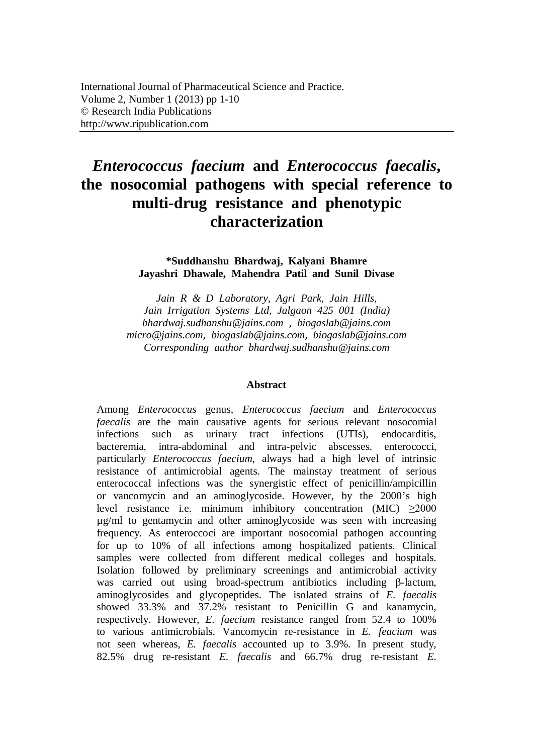International Journal of Pharmaceutical Science and Practice.
Volume 2, Number 1 (2013) pp 1-10
© Research India Publications
http://www.ripublication.com

# *Enterococcus faecium* and *Enterococcus faecalis*, the nosocomial pathogens with special reference to multi-drug resistance and phenotypic characterization

**\*Suddhanshu Bhardwaj, Kalyani Bhamre**
**Jayashri Dhawale, Mahendra Patil and Sunil Divase**

*Jain R & D Laboratory, Agri Park, Jain Hills,*
*Jain Irrigation Systems Ltd, Jalgaon 425 001 (India)*
*bhardwaj.sudhanshu@jains.com , biogaslab@jains.com*
*micro@jains.com, biogaslab@jains.com, biogaslab@jains.com*
*Corresponding author bhardwaj.sudhanshu@jains.com*

## Abstract

Among *Enterococcus* genus, *Enterococcus faecium* and *Enterococcus faecalis* are the main causative agents for serious relevant nosocomial infections such as urinary tract infections (UTIs), endocarditis, bacteremia, intra-abdominal and intra-pelvic abscesses. enterococci, particularly *Enterococcus faecium*, always had a high level of intrinsic resistance of antimicrobial agents. The mainstay treatment of serious enterococcal infections was the synergistic effect of penicillin/ampicillin or vancomycin and an aminoglycoside. However, by the 2000's high level resistance i.e. minimum inhibitory concentration (MIC) $\geq$2000 µg/ml to gentamycin and other aminoglycoside was seen with increasing frequency. As enteroccoci are important nosocomial pathogen accounting for up to 10% of all infections among hospitalized patients. Clinical samples were collected from different medical colleges and hospitals. Isolation followed by preliminary screenings and antimicrobial activity was carried out using broad-spectrum antibiotics including β-lactum, aminoglycosides and glycopeptides. The isolated strains of *E. faecalis* showed 33.3% and 37.2% resistant to Penicillin G and kanamycin, respectively. However, *E. faecium* resistance ranged from 52.4 to 100% to various antimicrobials. Vancomycin re-resistance in *E. feacium* was not seen whereas, *E. faecalis* accounted up to 3.9%. In present study, 82.5% drug re-resistant *E. faecalis* and 66.7% drug re-resistant *E.*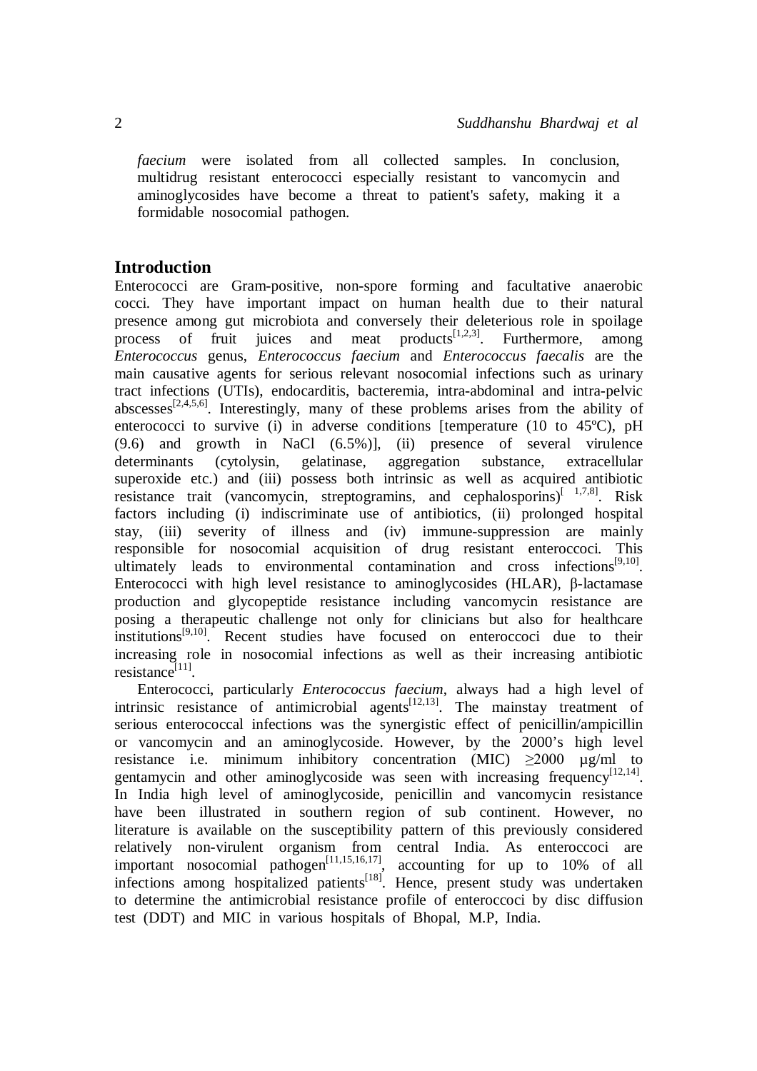*faecium* were isolated from all collected samples. In conclusion, multidrug resistant enterococci especially resistant to vancomycin and aminoglycosides have become a threat to patient's safety, making it a formidable nosocomial pathogen.

## Introduction

Enterococci are Gram-positive, non-spore forming and facultative anaerobic cocci. They have important impact on human health due to their natural presence among gut microbiota and conversely their deleterious role in spoilage process of fruit juices and meat products[1,2,3]. Furthermore, among *Enterococcus* genus, *Enterococcus faecium* and *Enterococcus faecalis* are the main causative agents for serious relevant nosocomial infections such as urinary tract infections (UTIs), endocarditis, bacteremia, intra-abdominal and intra-pelvic abscesses[2,4,5,6]. Interestingly, many of these problems arises from the ability of enterococci to survive (i) in adverse conditions [temperature (10 to 45ºC), pH (9.6) and growth in NaCl (6.5%)], (ii) presence of several virulence determinants (cytolysin, gelatinase, aggregation substance, extracellular superoxide etc.) and (iii) possess both intrinsic as well as acquired antibiotic resistance trait (vancomycin, streptogramins, and cephalosporins)[1,7,8]. Risk factors including (i) indiscriminate use of antibiotics, (ii) prolonged hospital stay, (iii) severity of illness and (iv) immune-suppression are mainly responsible for nosocomial acquisition of drug resistant enteroccoci. This ultimately leads to environmental contamination and cross infections[9,10]. Enterococci with high level resistance to aminoglycosides (HLAR), β-lactamase production and glycopeptide resistance including vancomycin resistance are posing a therapeutic challenge not only for clinicians but also for healthcare institutions[9,10]. Recent studies have focused on enteroccoci due to their increasing role in nosocomial infections as well as their increasing antibiotic resistance[11].

Enterococci, particularly *Enterococcus faecium*, always had a high level of intrinsic resistance of antimicrobial agents[12,13]. The mainstay treatment of serious enterococcal infections was the synergistic effect of penicillin/ampicillin or vancomycin and an aminoglycoside. However, by the 2000's high level resistance i.e. minimum inhibitory concentration (MIC) ≥2000 µg/ml to gentamycin and other aminoglycoside was seen with increasing frequency[12,14]. In India high level of aminoglycoside, penicillin and vancomycin resistance have been illustrated in southern region of sub continent. However, no literature is available on the susceptibility pattern of this previously considered relatively non-virulent organism from central India. As enteroccoci are important nosocomial pathogen[11,15,16,17], accounting for up to 10% of all infections among hospitalized patients[18]. Hence, present study was undertaken to determine the antimicrobial resistance profile of enteroccoci by disc diffusion test (DDT) and MIC in various hospitals of Bhopal, M.P, India.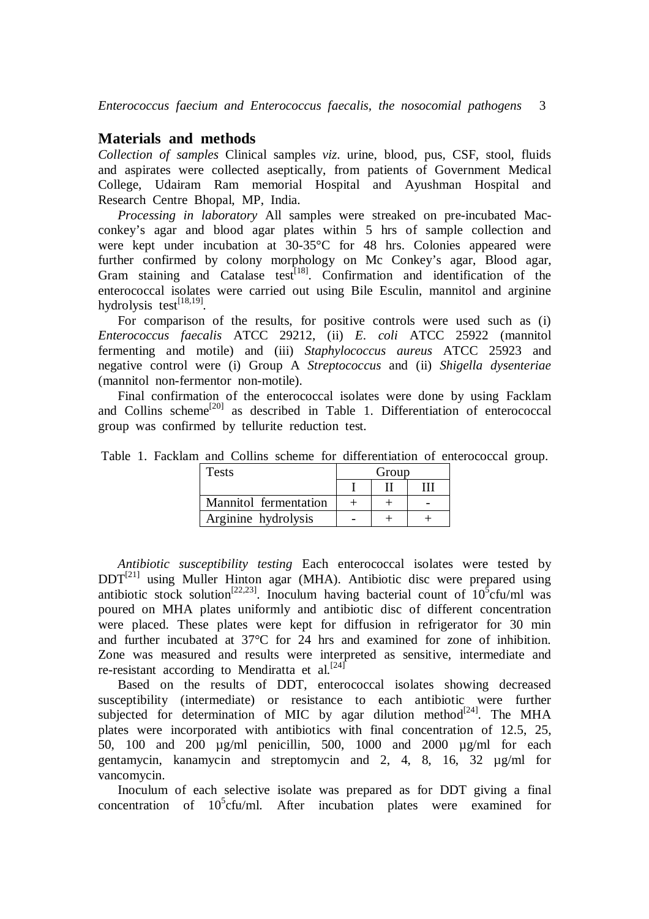## Materials and methods

*Collection of samples* Clinical samples *viz*. urine, blood, pus, CSF, stool, fluids and aspirates were collected aseptically, from patients of Government Medical College, Udairam Ram memorial Hospital and Ayushman Hospital and Research Centre Bhopal, MP, India.

*Processing in laboratory* All samples were streaked on pre-incubated Mac-conkey's agar and blood agar plates within 5 hrs of sample collection and were kept under incubation at 30-35°C for 48 hrs. Colonies appeared were further confirmed by colony morphology on Mc Conkey's agar, Blood agar, Gram staining and Catalase test[18]. Confirmation and identification of the enterococcal isolates were carried out using Bile Esculin, mannitol and arginine hydrolysis test[18,19].

For comparison of the results, for positive controls were used such as (i) *Enterococcus faecalis* ATCC 29212, (ii) *E. coli* ATCC 25922 (mannitol fermenting and motile) and (iii) *Staphylococcus aureus* ATCC 25923 and negative control were (i) Group A *Streptococcus* and (ii) *Shigella dysenteriae* (mannitol non-fermentor non-motile).

Final confirmation of the enterococcal isolates were done by using Facklam and Collins scheme[20] as described in Table 1. Differentiation of enterococcal group was confirmed by tellurite reduction test.

Table 1. Facklam and Collins scheme for differentiation of enterococcal group.

| Tests | Group | | |
|---|---|---|---|
| | I | II | III |
| Mannitol fermentation | + | + | - |
| Arginine hydrolysis | - | + | + |

*Antibiotic susceptibility testing* Each enterococcal isolates were tested by DDT[21] using Muller Hinton agar (MHA). Antibiotic disc were prepared using antibiotic stock solution[22,23]. Inoculum having bacterial count of $10^5$cfu/ml was poured on MHA plates uniformly and antibiotic disc of different concentration were placed. These plates were kept for diffusion in refrigerator for 30 min and further incubated at 37°C for 24 hrs and examined for zone of inhibition. Zone was measured and results were interpreted as sensitive, intermediate and re-resistant according to Mendiratta et al.[24]

Based on the results of DDT, enterococcal isolates showing decreased susceptibility (intermediate) or resistance to each antibiotic were further subjected for determination of MIC by agar dilution method[24]. The MHA plates were incorporated with antibiotics with final concentration of 12.5, 25, 50, 100 and 200 µg/ml penicillin, 500, 1000 and 2000 µg/ml for each gentamycin, kanamycin and streptomycin and 2, 4, 8, 16, 32 µg/ml for vancomycin.

Inoculum of each selective isolate was prepared as for DDT giving a final concentration of $10^5$cfu/ml. After incubation plates were examined for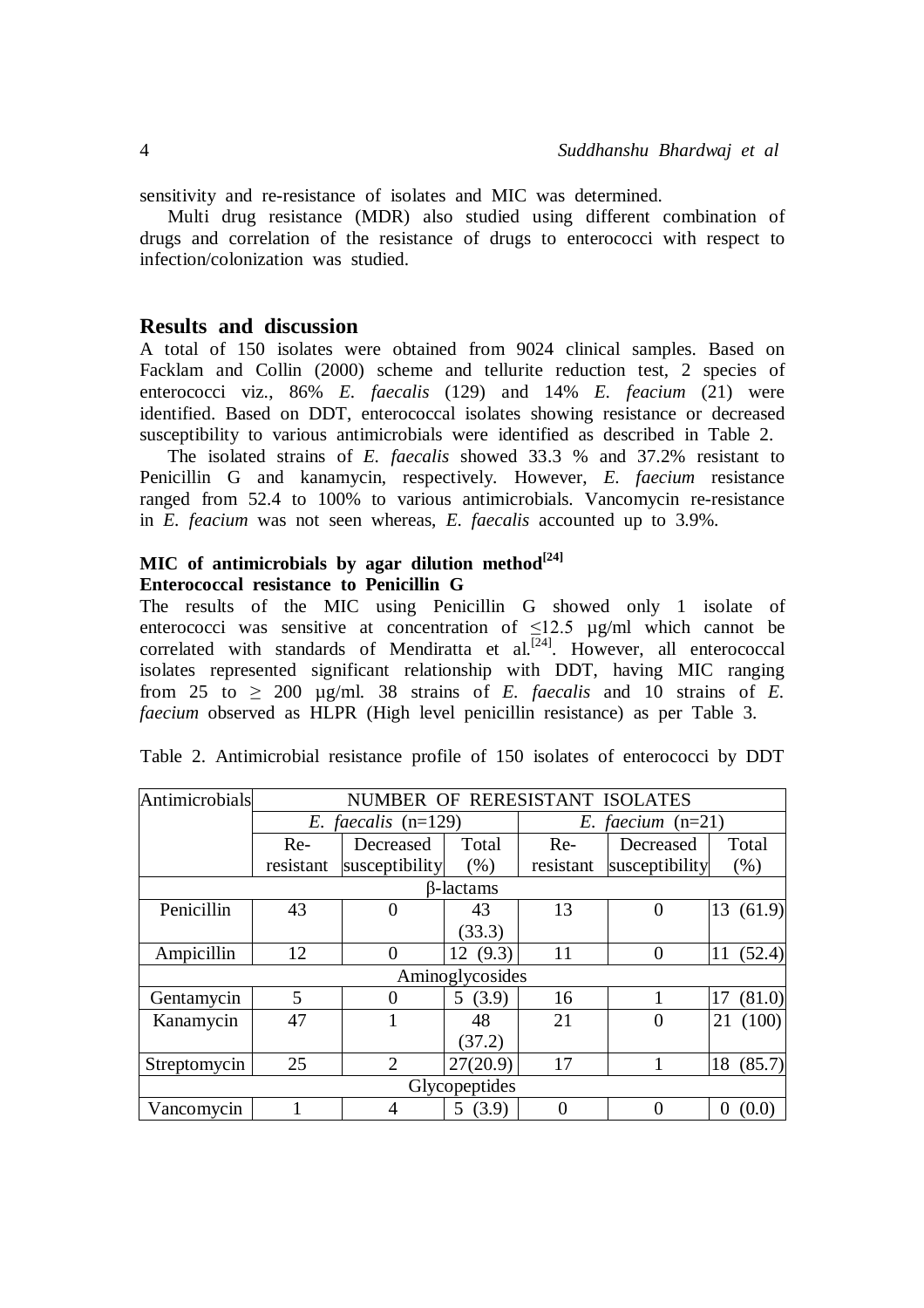sensitivity and re-resistance of isolates and MIC was determined.

Multi drug resistance (MDR) also studied using different combination of drugs and correlation of the resistance of drugs to enterococci with respect to infection/colonization was studied.

## Results and discussion

A total of 150 isolates were obtained from 9024 clinical samples. Based on Facklam and Collin (2000) scheme and tellurite reduction test, 2 species of enterococci viz., 86% *E. faecalis* (129) and 14% *E. feacium* (21) were identified. Based on DDT, enterococcal isolates showing resistance or decreased susceptibility to various antimicrobials were identified as described in Table 2.

The isolated strains of *E. faecalis* showed 33.3 % and 37.2% resistant to Penicillin G and kanamycin, respectively. However, *E. faecium* resistance ranged from 52.4 to 100% to various antimicrobials. Vancomycin re-resistance in *E. feacium* was not seen whereas, *E. faecalis* accounted up to 3.9%.

### MIC of antimicrobials by agar dilution method[24]

### Enterococcal resistance to Penicillin G

The results of the MIC using Penicillin G showed only 1 isolate of enterococci was sensitive at concentration of ≤12.5 µg/ml which cannot be correlated with standards of Mendiratta et al.[24]. However, all enterococcal isolates represented significant relationship with DDT, having MIC ranging from 25 to ≥ 200 µg/ml. 38 strains of *E. faecalis* and 10 strains of *E. faecium* observed as HLPR (High level penicillin resistance) as per Table 3.

Table 2. Antimicrobial resistance profile of 150 isolates of enterococci by DDT

| Antimicrobials | NUMBER OF RERESISTANT ISOLATES | | | | | |
|---|---|---|---|---|---|---|
| | *E. faecalis* (n=129) | | | *E. faecium* (n=21) | | |
| | Re-resistant | Decreased susceptibility | Total (%) | Re-resistant | Decreased susceptibility | Total (%) |
| β-lactams | | | | | | |
| Penicillin | 43 | 0 | 43 (33.3) | 13 | 0 | 13 (61.9) |
| Ampicillin | 12 | 0 | 12 (9.3) | 11 | 0 | 11 (52.4) |
| Aminoglycosides | | | | | | |
| Gentamycin | 5 | 0 | 5 (3.9) | 16 | 1 | 17 (81.0) |
| Kanamycin | 47 | 1 | 48 (37.2) | 21 | 0 | 21 (100) |
| Streptomycin | 25 | 2 | 27(20.9) | 17 | 1 | 18 (85.7) |
| Glycopeptides | | | | | | |
| Vancomycin | 1 | 4 | 5 (3.9) | 0 | 0 | 0 (0.0) |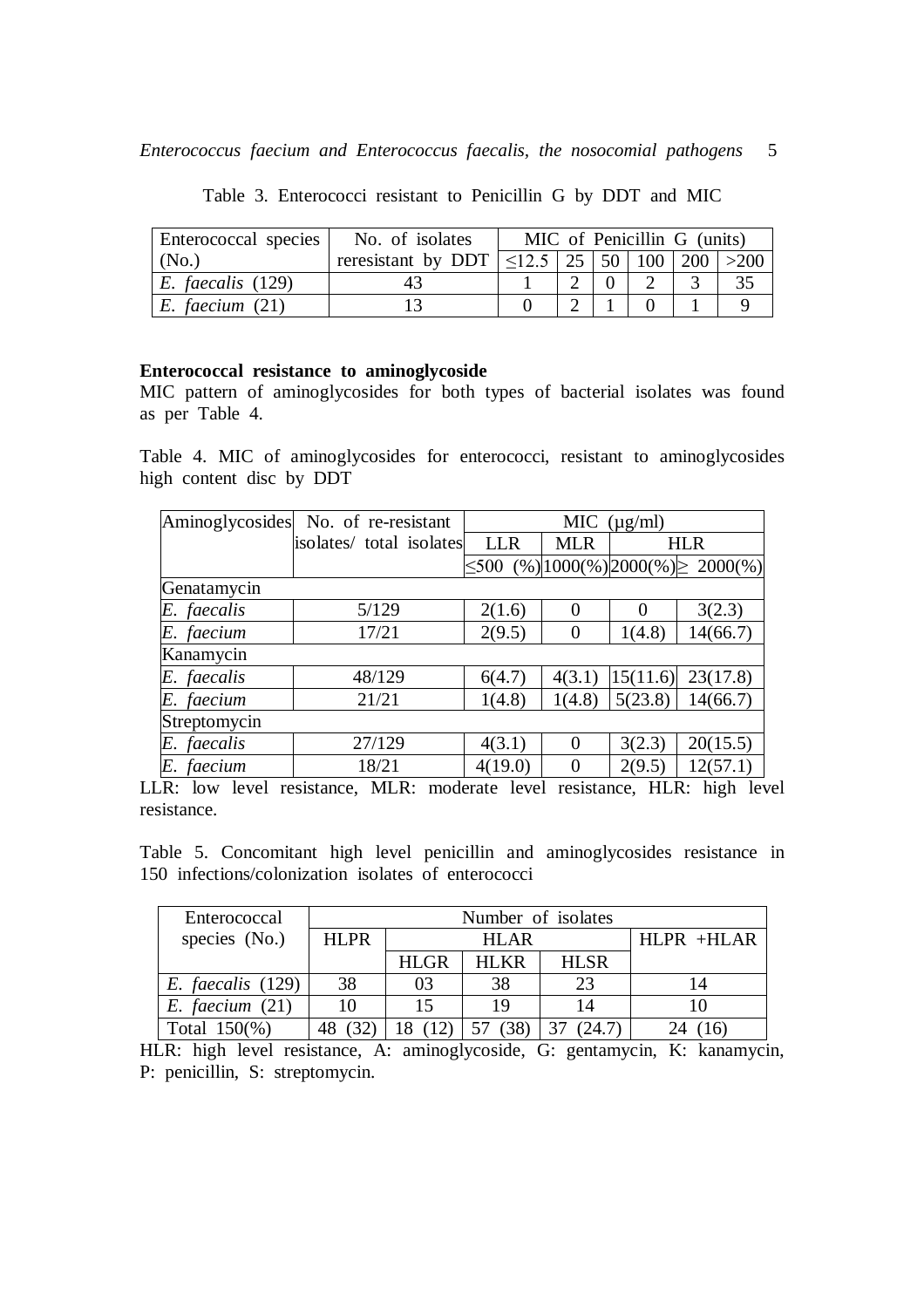Table 3. Enterococci resistant to Penicillin G by DDT and MIC

| Enterococcal species (No.) | No. of isolates reresistant by DDT | MIC of Penicillin G (units) | | | | | |
|---|---|---|---|---|---|---|---|
| | | ≤12.5 | 25 | 50 | 100 | 200 | >200 |
| *E. faecalis* (129) | 43 | 1 | 2 | 0 | 2 | 3 | 35 |
| *E. faecium* (21) | 13 | 0 | 2 | 1 | 0 | 1 | 9 |

**Enterococcal resistance to aminoglycoside**

MIC pattern of aminoglycosides for both types of bacterial isolates was found as per Table 4.

Table 4. MIC of aminoglycosides for enterococci, resistant to aminoglycosides high content disc by DDT

| Aminoglycosides | No. of re-resistant isolates/ total isolates | MIC (µg/ml) | | | |
|---|---|---|---|---|---|
| | | LLR | MLR | HLR | |
| | | ≤500 (%) | 1000(%) | 2000(%) | ≥ 2000(%) |
| Genatamycin | | | | | |
| *E. faecalis* | 5/129 | 2(1.6) | 0 | 0 | 3(2.3) |
| *E. faecium* | 17/21 | 2(9.5) | 0 | 1(4.8) | 14(66.7) |
| Kanamycin | | | | | |
| *E. faecalis* | 48/129 | 6(4.7) | 4(3.1) | 15(11.6) | 23(17.8) |
| *E. faecium* | 21/21 | 1(4.8) | 1(4.8) | 5(23.8) | 14(66.7) |
| Streptomycin | | | | | |
| *E. faecalis* | 27/129 | 4(3.1) | 0 | 3(2.3) | 20(15.5) |
| *E. faecium* | 18/21 | 4(19.0) | 0 | 2(9.5) | 12(57.1) |

LLR: low level resistance, MLR: moderate level resistance, HLR: high level resistance.

Table 5. Concomitant high level penicillin and aminoglycosides resistance in 150 infections/colonization isolates of enterococci

| Enterococcal species (No.) | Number of isolates | | | | |
|---|---|---|---|---|---|
| | HLPR | HLAR | | | HLPR +HLAR |
| | | HLGR | HLKR | HLSR | |
| *E. faecalis* (129) | 38 | 03 | 38 | 23 | 14 |
| *E. faecium* (21) | 10 | 15 | 19 | 14 | 10 |
| Total 150(%) | 48 (32) | 18 (12) | 57 (38) | 37 (24.7) | 24 (16) |

HLR: high level resistance, A: aminoglycoside, G: gentamycin, K: kanamycin, P: penicillin, S: streptomycin.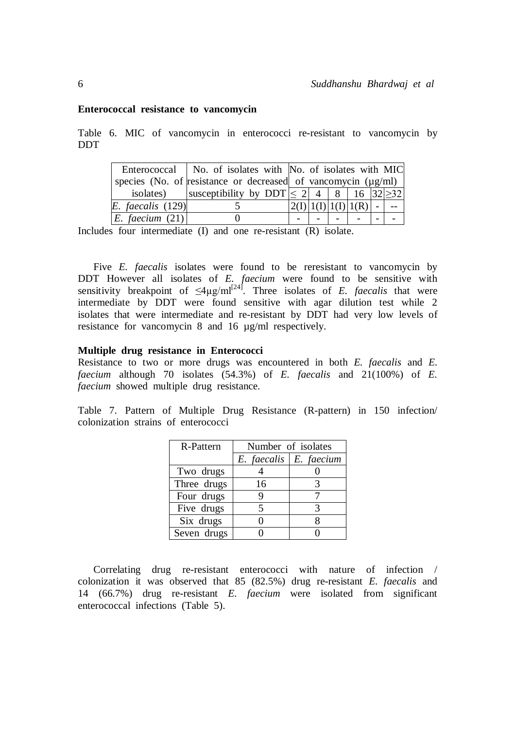### Enterococcal resistance to vancomycin

Table 6. MIC of vancomycin in enterococci re-resistant to vancomycin by DDT

| Enterococcal species (No. of isolates) | No. of isolates with resistance or decreased susceptibility by DDT | No. of isolates with MIC of vancomycin (µg/ml) | | | | | |
|---|---|---|---|---|---|---|---|
| | | ≤ 2 | 4 | 8 | 16 | 32 | ≥32 |
| *E. faecalis* (129) | 5 | 2(I) | 1(I) | 1(I) | 1(R) | - | -- |
| *E. faecium* (21) | 0 | - | - | - | - | - | - |

Includes four intermediate (I) and one re-resistant (R) isolate.

Five *E. faecalis* isolates were found to be reresistant to vancomycin by DDT However all isolates of *E. faecium* were found to be sensitive with sensitivity breakpoint of ≤4µg/ml[24]. Three isolates of *E. faecalis* that were intermediate by DDT were found sensitive with agar dilution test while 2 isolates that were intermediate and re-resistant by DDT had very low levels of resistance for vancomycin 8 and 16 µg/ml respectively.

### Multiple drug resistance in Enterococci

Resistance to two or more drugs was encountered in both *E. faecalis* and *E. faecium* although 70 isolates (54.3%) of *E. faecalis* and 21(100%) of *E. faecium* showed multiple drug resistance.

Table 7. Pattern of Multiple Drug Resistance (R-pattern) in 150 infection/ colonization strains of enterococci

| R-Pattern | Number of isolates | |
|---|---|---|
| | *E. faecalis* | *E. faecium* |
| Two drugs | 4 | 0 |
| Three drugs | 16 | 3 |
| Four drugs | 9 | 7 |
| Five drugs | 5 | 3 |
| Six drugs | 0 | 8 |
| Seven drugs | 0 | 0 |

Correlating drug re-resistant enterococci with nature of infection / colonization it was observed that 85 (82.5%) drug re-resistant *E. faecalis* and 14 (66.7%) drug re-resistant *E. faecium* were isolated from significant enterococcal infections (Table 5).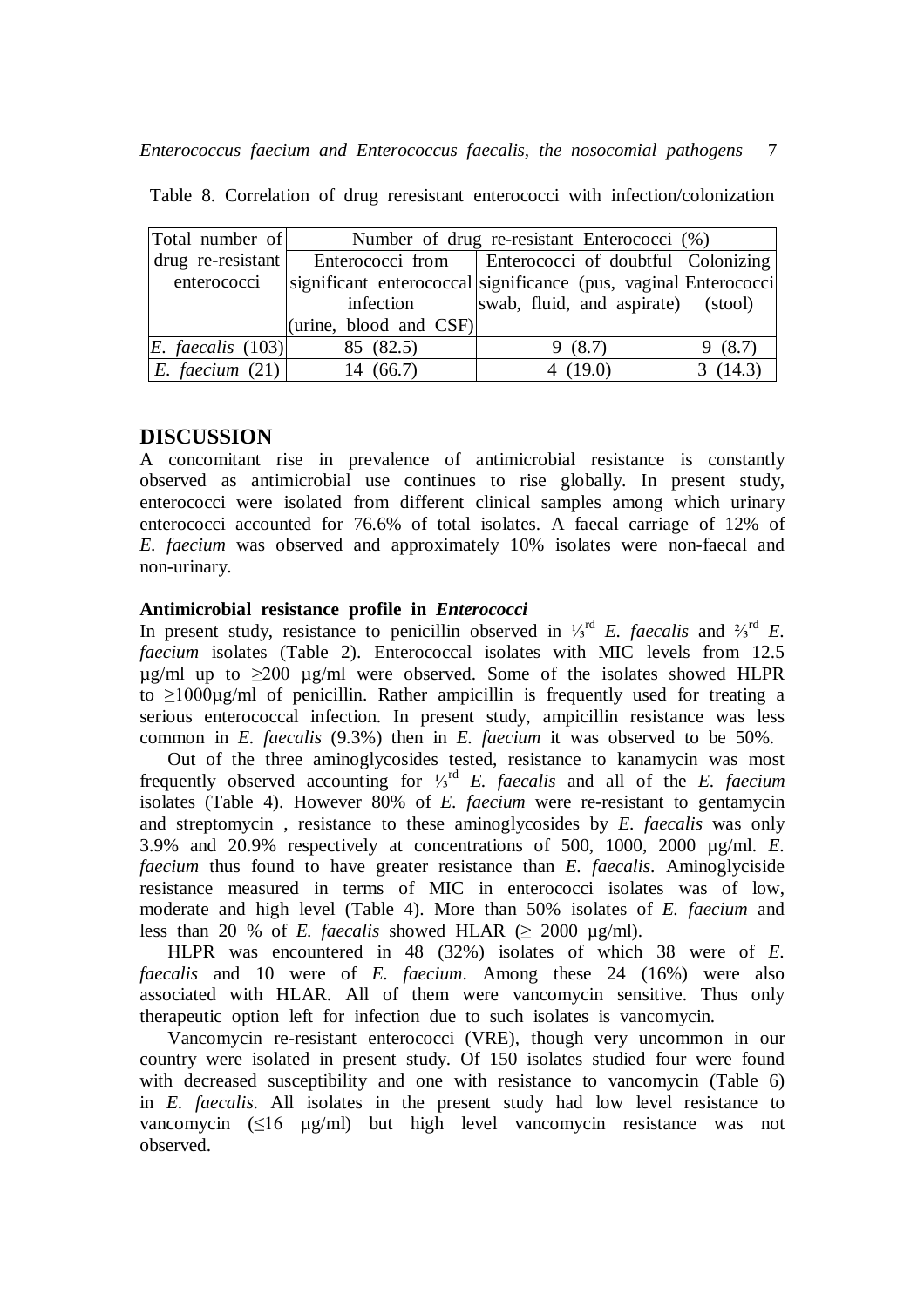Table 8. Correlation of drug reresistant enterococci with infection/colonization

| Total number of drug re-resistant enterococci | Number of drug re-resistant Enterococci (%) | | |
|---|---|---|---|
| | Enterococci from significant enterococcal infection (urine, blood and CSF) | Enterococci of doubtful significance (pus, vaginal swab, fluid, and aspirate) | Colonizing Enterococci (stool) |
| *E. faecalis* (103) | 85 (82.5) | 9 (8.7) | 9 (8.7) |
| *E. faecium* (21) | 14 (66.7) | 4 (19.0) | 3 (14.3) |

## DISCUSSION

A concomitant rise in prevalence of antimicrobial resistance is constantly observed as antimicrobial use continues to rise globally. In present study, enterococci were isolated from different clinical samples among which urinary enterococci accounted for 76.6% of total isolates. A faecal carriage of 12% of *E. faecium* was observed and approximately 10% isolates were non-faecal and non-urinary.

### Antimicrobial resistance profile in *Enterococci*

In present study, resistance to penicillin observed in ⅓[rd] *E. faecalis* and ⅔[rd] *E. faecium* isolates (Table 2). Enterococcal isolates with MIC levels from 12.5 µg/ml up to ≥200 µg/ml were observed. Some of the isolates showed HLPR to ≥1000µg/ml of penicillin. Rather ampicillin is frequently used for treating a serious enterococcal infection. In present study, ampicillin resistance was less common in *E. faecalis* (9.3%) then in *E. faecium* it was observed to be 50%.

Out of the three aminoglycosides tested, resistance to kanamycin was most frequently observed accounting for ⅓[rd] *E. faecalis* and all of the *E. faecium* isolates (Table 4). However 80% of *E. faecium* were re-resistant to gentamycin and streptomycin , resistance to these aminoglycosides by *E. faecalis* was only 3.9% and 20.9% respectively at concentrations of 500, 1000, 2000 µg/ml. *E. faecium* thus found to have greater resistance than *E. faecalis*. Aminoglyciside resistance measured in terms of MIC in enterococci isolates was of low, moderate and high level (Table 4). More than 50% isolates of *E. faecium* and less than 20 % of *E. faecalis* showed HLAR (≥ 2000 µg/ml).

HLPR was encountered in 48 (32%) isolates of which 38 were of *E. faecalis* and 10 were of *E. faecium*. Among these 24 (16%) were also associated with HLAR. All of them were vancomycin sensitive. Thus only therapeutic option left for infection due to such isolates is vancomycin.

Vancomycin re-resistant enterococci (VRE), though very uncommon in our country were isolated in present study. Of 150 isolates studied four were found with decreased susceptibility and one with resistance to vancomycin (Table 6) in *E. faecalis*. All isolates in the present study had low level resistance to vancomycin (≤16 µg/ml) but high level vancomycin resistance was not observed.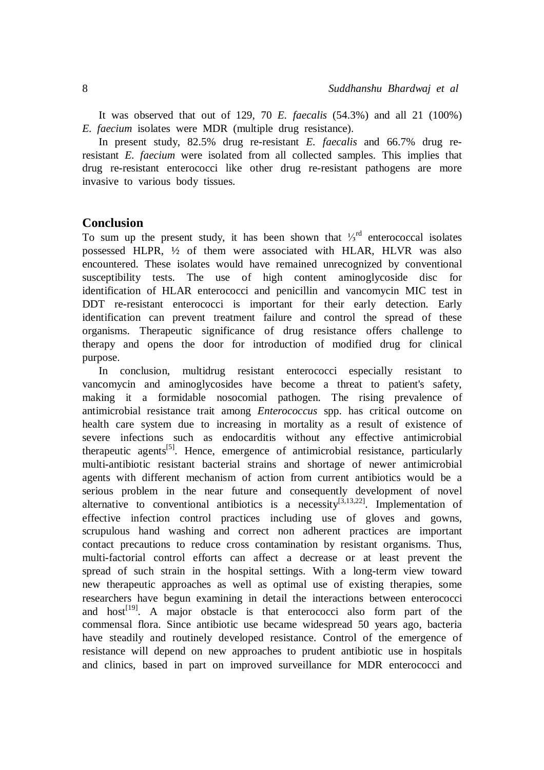It was observed that out of 129, 70 *E. faecalis* (54.3%) and all 21 (100%) *E. faecium* isolates were MDR (multiple drug resistance).

In present study, 82.5% drug re-resistant *E. faecalis* and 66.7% drug re-resistant *E. faecium* were isolated from all collected samples. This implies that drug re-resistant enterococci like other drug re-resistant pathogens are more invasive to various body tissues.

## Conclusion

To sum up the present study, it has been shown that ⅓$^{rd}$ enterococcal isolates possessed HLPR, ½ of them were associated with HLAR, HLVR was also encountered. These isolates would have remained unrecognized by conventional susceptibility tests. The use of high content aminoglycoside disc for identification of HLAR enterococci and penicillin and vancomycin MIC test in DDT re-resistant enterococci is important for their early detection. Early identification can prevent treatment failure and control the spread of these organisms. Therapeutic significance of drug resistance offers challenge to therapy and opens the door for introduction of modified drug for clinical purpose.

In conclusion, multidrug resistant enterococci especially resistant to vancomycin and aminoglycosides have become a threat to patient's safety, making it a formidable nosocomial pathogen. The rising prevalence of antimicrobial resistance trait among *Enterococcus* spp. has critical outcome on health care system due to increasing in mortality as a result of existence of severe infections such as endocarditis without any effective antimicrobial therapeutic agents[5]. Hence, emergence of antimicrobial resistance, particularly multi-antibiotic resistant bacterial strains and shortage of newer antimicrobial agents with different mechanism of action from current antibiotics would be a serious problem in the near future and consequently development of novel alternative to conventional antibiotics is a necessity[3,13,22]. Implementation of effective infection control practices including use of gloves and gowns, scrupulous hand washing and correct non adherent practices are important contact precautions to reduce cross contamination by resistant organisms. Thus, multi-factorial control efforts can affect a decrease or at least prevent the spread of such strain in the hospital settings. With a long-term view toward new therapeutic approaches as well as optimal use of existing therapies, some researchers have begun examining in detail the interactions between enterococci and host[19]. A major obstacle is that enterococci also form part of the commensal flora. Since antibiotic use became widespread 50 years ago, bacteria have steadily and routinely developed resistance. Control of the emergence of resistance will depend on new approaches to prudent antibiotic use in hospitals and clinics, based in part on improved surveillance for MDR enterococci and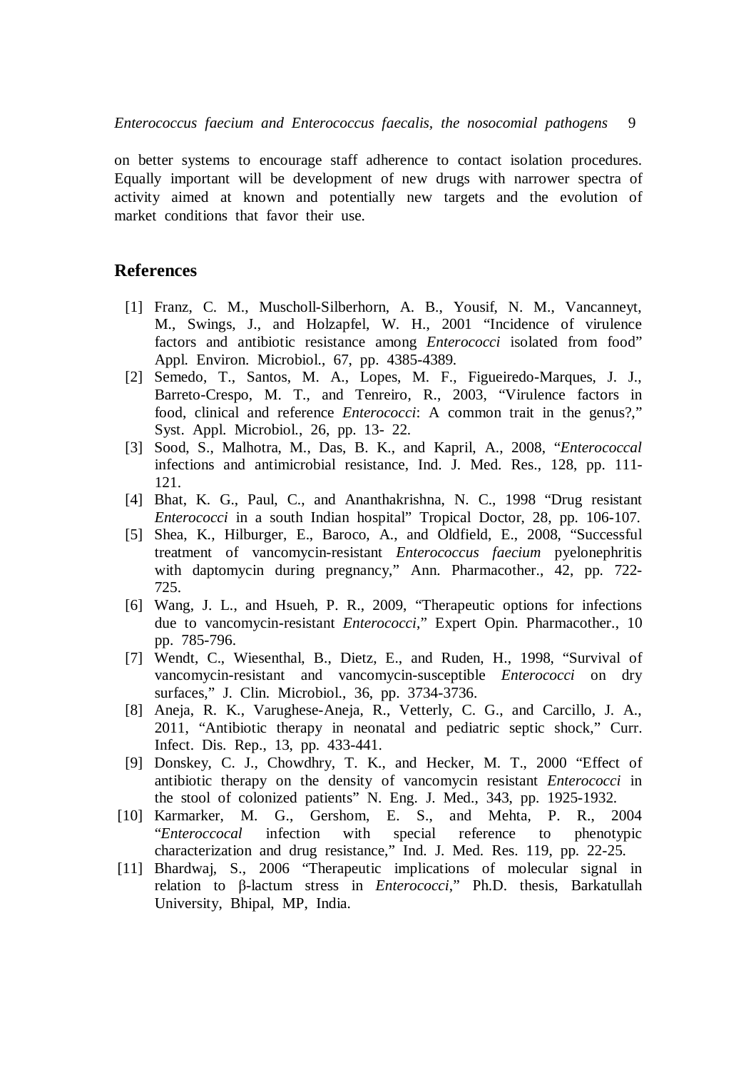on better systems to encourage staff adherence to contact isolation procedures. Equally important will be development of new drugs with narrower spectra of activity aimed at known and potentially new targets and the evolution of market conditions that favor their use.

## References

[1] Franz, C. M., Muscholl-Silberhorn, A. B., Yousif, N. M., Vancanneyt, M., Swings, J., and Holzapfel, W. H., 2001 "Incidence of virulence factors and antibiotic resistance among *Enterococci* isolated from food" Appl. Environ. Microbiol., 67, pp. 4385-4389.

[2] Semedo, T., Santos, M. A., Lopes, M. F., Figueiredo-Marques, J. J., Barreto-Crespo, M. T., and Tenreiro, R., 2003, "Virulence factors in food, clinical and reference *Enterococci*: A common trait in the genus?," Syst. Appl. Microbiol., 26, pp. 13- 22.

[3] Sood, S., Malhotra, M., Das, B. K., and Kapril, A., 2008, "*Enterococcal* infections and antimicrobial resistance, Ind. J. Med. Res., 128, pp. 111-121.

[4] Bhat, K. G., Paul, C., and Ananthakrishna, N. C., 1998 "Drug resistant *Enterococci* in a south Indian hospital" Tropical Doctor, 28, pp. 106-107.

[5] Shea, K., Hilburger, E., Baroco, A., and Oldfield, E., 2008, "Successful treatment of vancomycin-resistant *Enterococcus faecium* pyelonephritis with daptomycin during pregnancy," Ann. Pharmacother., 42, pp. 722-725.

[6] Wang, J. L., and Hsueh, P. R., 2009, "Therapeutic options for infections due to vancomycin-resistant *Enterococci*," Expert Opin. Pharmacother., 10 pp. 785-796.

[7] Wendt, C., Wiesenthal, B., Dietz, E., and Ruden, H., 1998, "Survival of vancomycin-resistant and vancomycin-susceptible *Enterococci* on dry surfaces," J. Clin. Microbiol., 36, pp. 3734-3736.

[8] Aneja, R. K., Varughese-Aneja, R., Vetterly, C. G., and Carcillo, J. A., 2011, "Antibiotic therapy in neonatal and pediatric septic shock," Curr. Infect. Dis. Rep., 13, pp. 433-441.

[9] Donskey, C. J., Chowdhry, T. K., and Hecker, M. T., 2000 "Effect of antibiotic therapy on the density of vancomycin resistant *Enterococci* in the stool of colonized patients" N. Eng. J. Med., 343, pp. 1925-1932.

[10] Karmarker, M. G., Gershom, E. S., and Mehta, P. R., 2004 "*Enteroccocal* infection with special reference to phenotypic characterization and drug resistance," Ind. J. Med. Res. 119, pp. 22-25.

[11] Bhardwaj, S., 2006 "Therapeutic implications of molecular signal in relation to β-lactum stress in *Enterococci*," Ph.D. thesis, Barkatullah University, Bhipal, MP, India.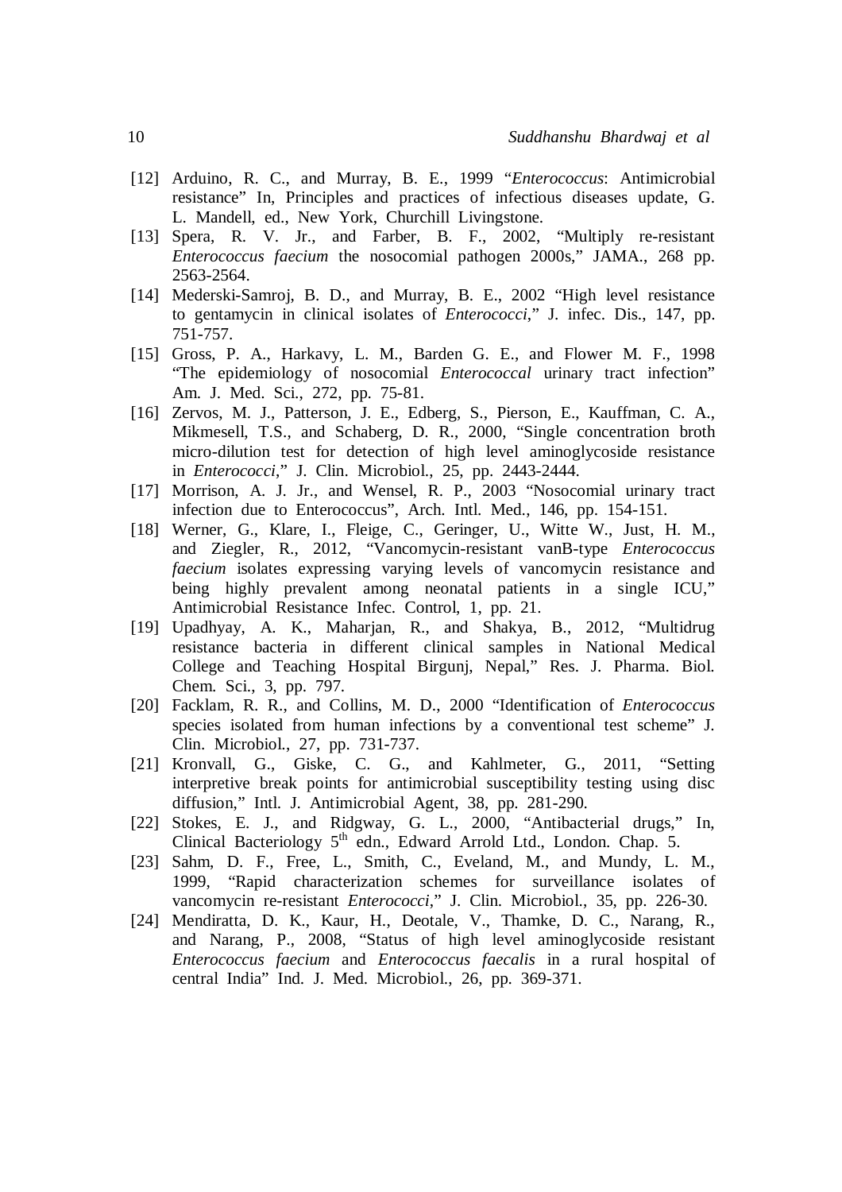[12] Arduino, R. C., and Murray, B. E., 1999 "*Enterococcus*: Antimicrobial resistance" In, Principles and practices of infectious diseases update, G. L. Mandell, ed., New York, Churchill Livingstone.

[13] Spera, R. V. Jr., and Farber, B. F., 2002, "Multiply re-resistant *Enterococcus faecium* the nosocomial pathogen 2000s," JAMA., 268 pp. 2563-2564.

[14] Mederski-Samroj, B. D., and Murray, B. E., 2002 "High level resistance to gentamycin in clinical isolates of *Enterococci*," J. infec. Dis., 147, pp. 751-757.

[15] Gross, P. A., Harkavy, L. M., Barden G. E., and Flower M. F., 1998 "The epidemiology of nosocomial *Enterococcal* urinary tract infection" Am. J. Med. Sci., 272, pp. 75-81.

[16] Zervos, M. J., Patterson, J. E., Edberg, S., Pierson, E., Kauffman, C. A., Mikmesell, T.S., and Schaberg, D. R., 2000, "Single concentration broth micro-dilution test for detection of high level aminoglycoside resistance in *Enterococci*," J. Clin. Microbiol., 25, pp. 2443-2444.

[17] Morrison, A. J. Jr., and Wensel, R. P., 2003 "Nosocomial urinary tract infection due to Enterococcus", Arch. Intl. Med., 146, pp. 154-151.

[18] Werner, G., Klare, I., Fleige, C., Geringer, U., Witte W., Just, H. M., and Ziegler, R., 2012, "Vancomycin-resistant vanB-type *Enterococcus faecium* isolates expressing varying levels of vancomycin resistance and being highly prevalent among neonatal patients in a single ICU," Antimicrobial Resistance Infec. Control, 1, pp. 21.

[19] Upadhyay, A. K., Maharjan, R., and Shakya, B., 2012, "Multidrug resistance bacteria in different clinical samples in National Medical College and Teaching Hospital Birgunj, Nepal," Res. J. Pharma. Biol. Chem. Sci., 3, pp. 797.

[20] Facklam, R. R., and Collins, M. D., 2000 "Identification of *Enterococcus* species isolated from human infections by a conventional test scheme" J. Clin. Microbiol., 27, pp. 731-737.

[21] Kronvall, G., Giske, C. G., and Kahlmeter, G., 2011, "Setting interpretive break points for antimicrobial susceptibility testing using disc diffusion," Intl. J. Antimicrobial Agent, 38, pp. 281-290.

[22] Stokes, E. J., and Ridgway, G. L., 2000, "Antibacterial drugs," In, Clinical Bacteriology 5th edn., Edward Arrold Ltd., London. Chap. 5.

[23] Sahm, D. F., Free, L., Smith, C., Eveland, M., and Mundy, L. M., 1999, "Rapid characterization schemes for surveillance isolates of vancomycin re-resistant *Enterococci*," J. Clin. Microbiol., 35, pp. 226-30.

[24] Mendiratta, D. K., Kaur, H., Deotale, V., Thamke, D. C., Narang, R., and Narang, P., 2008, "Status of high level aminoglycoside resistant *Enterococcus faecium* and *Enterococcus faecalis* in a rural hospital of central India" Ind. J. Med. Microbiol., 26, pp. 369-371.